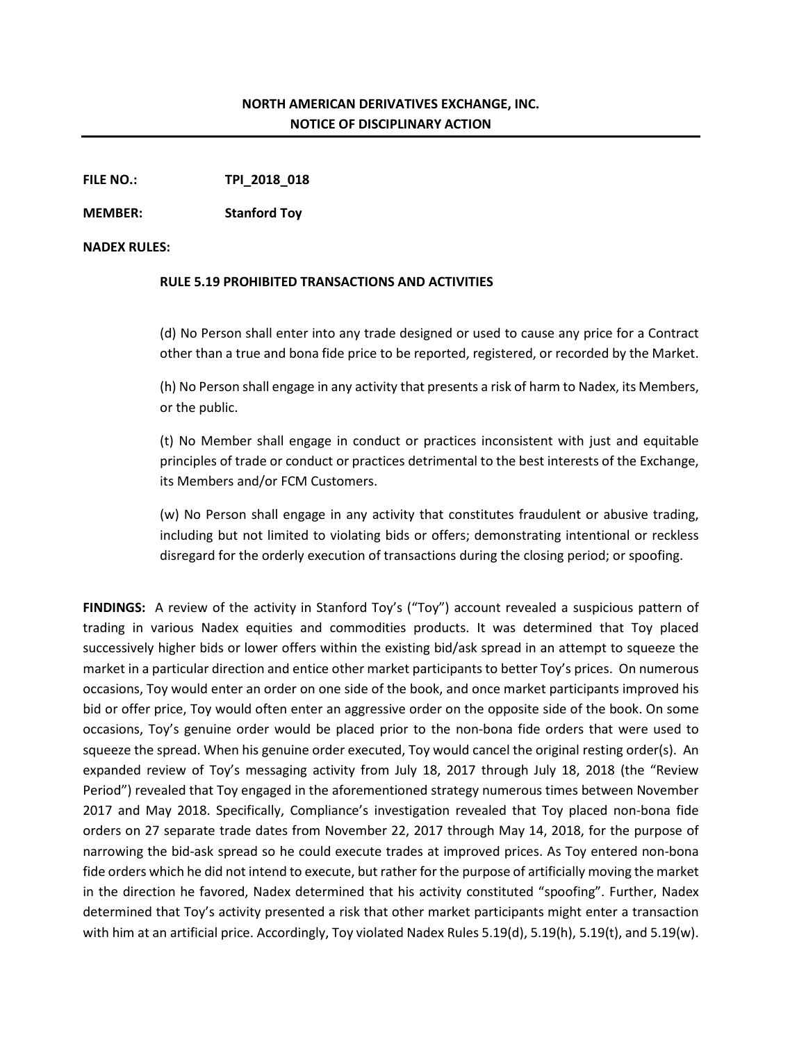**NORTH AMERICAN DERIVATIVES EXCHANGE, INC.**
**NOTICE OF DISCIPLINARY ACTION**

---

**FILE NO.:** TPI_2018_018

**MEMBER:** Stanford Toy

**NADEX RULES:**

**RULE 5.19 PROHIBITED TRANSACTIONS AND ACTIVITIES**

(d) No Person shall enter into any trade designed or used to cause any price for a Contract other than a true and bona fide price to be reported, registered, or recorded by the Market.

(h) No Person shall engage in any activity that presents a risk of harm to Nadex, its Members, or the public.

(t) No Member shall engage in conduct or practices inconsistent with just and equitable principles of trade or conduct or practices detrimental to the best interests of the Exchange, its Members and/or FCM Customers.

(w) No Person shall engage in any activity that constitutes fraudulent or abusive trading, including but not limited to violating bids or offers; demonstrating intentional or reckless disregard for the orderly execution of transactions during the closing period; or spoofing.

**FINDINGS:** A review of the activity in Stanford Toy's ("Toy") account revealed a suspicious pattern of trading in various Nadex equities and commodities products. It was determined that Toy placed successively higher bids or lower offers within the existing bid/ask spread in an attempt to squeeze the market in a particular direction and entice other market participants to better Toy's prices. On numerous occasions, Toy would enter an order on one side of the book, and once market participants improved his bid or offer price, Toy would often enter an aggressive order on the opposite side of the book. On some occasions, Toy's genuine order would be placed prior to the non-bona fide orders that were used to squeeze the spread. When his genuine order executed, Toy would cancel the original resting order(s). An expanded review of Toy's messaging activity from July 18, 2017 through July 18, 2018 (the "Review Period") revealed that Toy engaged in the aforementioned strategy numerous times between November 2017 and May 2018. Specifically, Compliance's investigation revealed that Toy placed non-bona fide orders on 27 separate trade dates from November 22, 2017 through May 14, 2018, for the purpose of narrowing the bid-ask spread so he could execute trades at improved prices. As Toy entered non-bona fide orders which he did not intend to execute, but rather for the purpose of artificially moving the market in the direction he favored, Nadex determined that his activity constituted "spoofing". Further, Nadex determined that Toy's activity presented a risk that other market participants might enter a transaction with him at an artificial price. Accordingly, Toy violated Nadex Rules 5.19(d), 5.19(h), 5.19(t), and 5.19(w).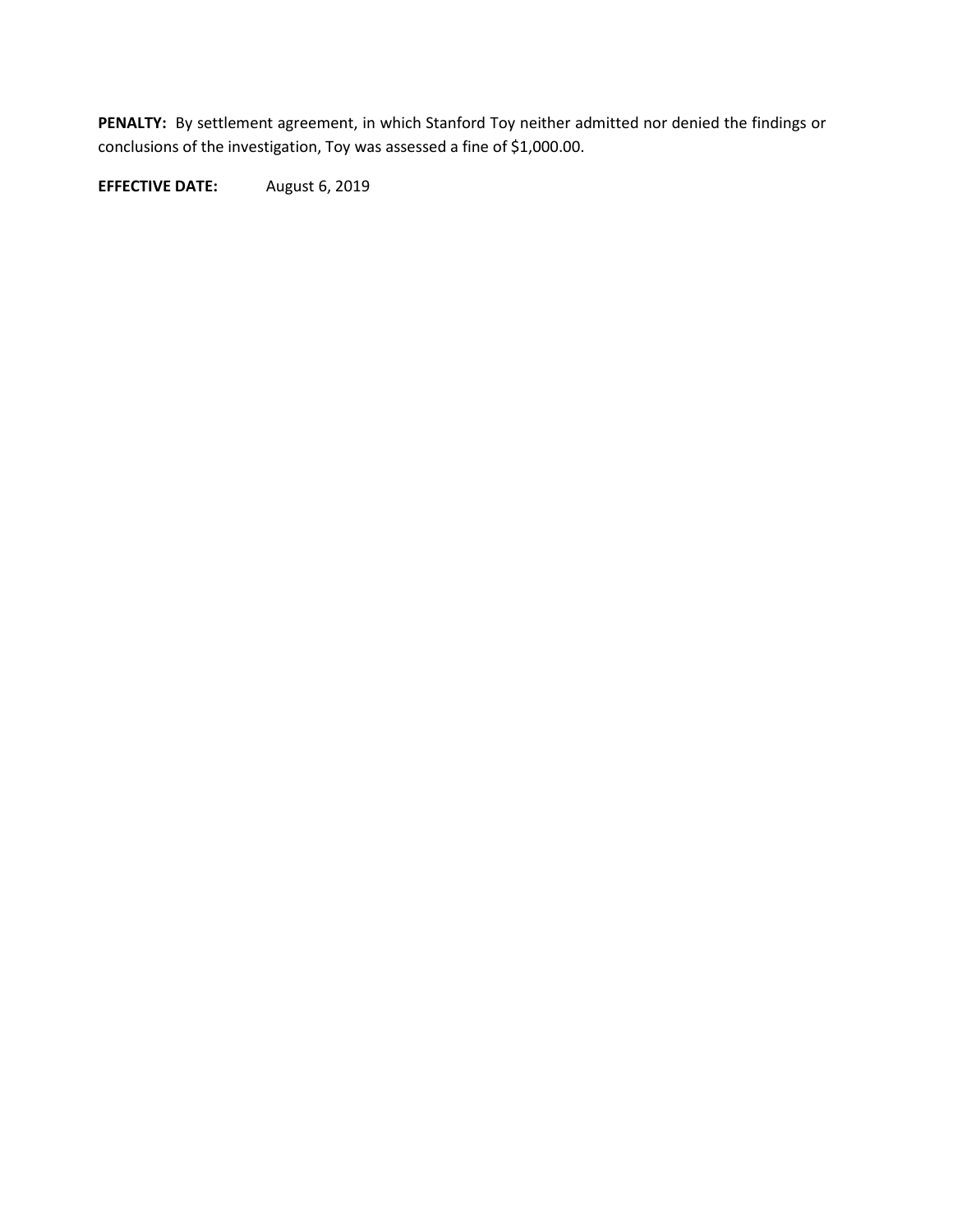**PENALTY:** By settlement agreement, in which Stanford Toy neither admitted nor denied the findings or conclusions of the investigation, Toy was assessed a fine of $1,000.00.

**EFFECTIVE DATE:** August 6, 2019